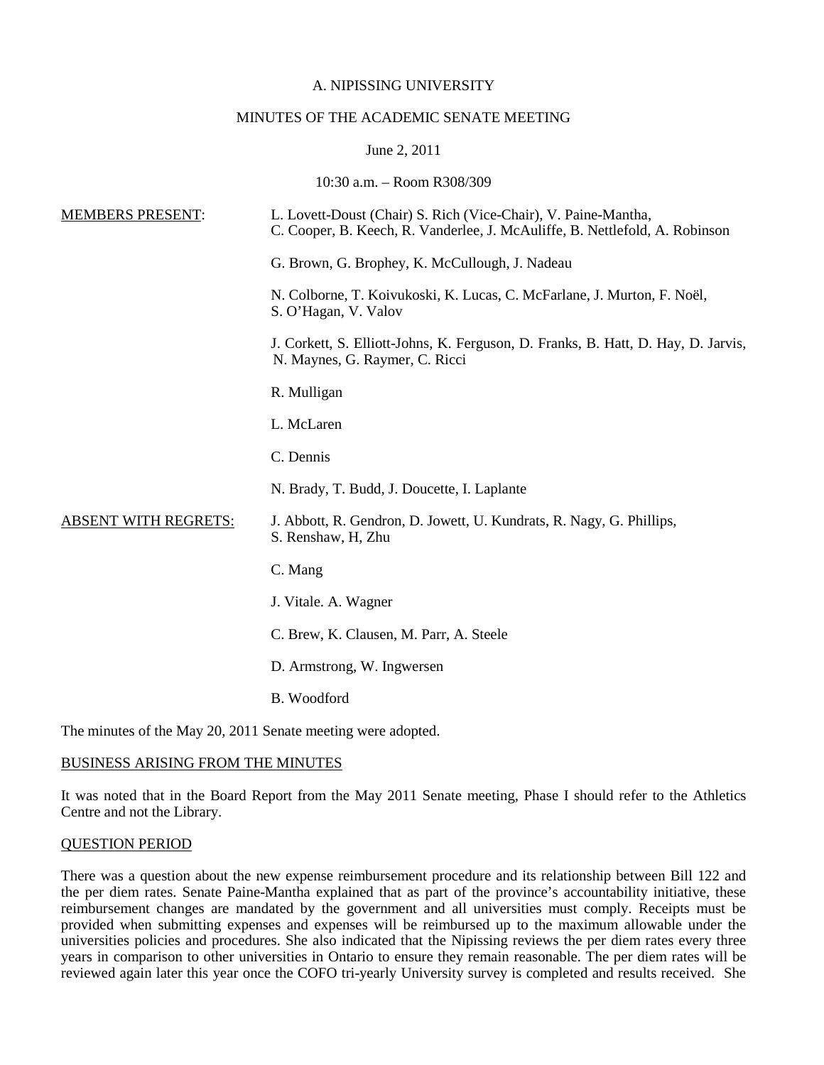A. NIPISSING UNIVERSITY

MINUTES OF THE ACADEMIC SENATE MEETING

June 2, 2011

10:30 a.m. – Room R308/309

| | |
|---|---|
| MEMBERS PRESENT: | L. Lovett-Doust (Chair) S. Rich (Vice-Chair), V. Paine-Mantha, C. Cooper, B. Keech, R. Vanderlee, J. McAuliffe, B. Nettlefold, A. Robinson |
| | G. Brown, G. Brophey, K. McCullough, J. Nadeau |
| | N. Colborne, T. Koivukoski, K. Lucas, C. McFarlane, J. Murton, F. Noël, S. O'Hagan, V. Valov |
| | J. Corkett, S. Elliott-Johns, K. Ferguson, D. Franks, B. Hatt, D. Hay, D. Jarvis, N. Maynes, G. Raymer, C. Ricci |
| | R. Mulligan |
| | L. McLaren |
| | C. Dennis |
| | N. Brady, T. Budd, J. Doucette, I. Laplante |
| ABSENT WITH REGRETS: | J. Abbott, R. Gendron, D. Jowett, U. Kundrats, R. Nagy, G. Phillips, S. Renshaw, H, Zhu |
| | C. Mang |
| | J. Vitale. A. Wagner |
| | C. Brew, K. Clausen, M. Parr, A. Steele |
| | D. Armstrong, W. Ingwersen |
| | B. Woodford |

The minutes of the May 20, 2011 Senate meeting were adopted.

BUSINESS ARISING FROM THE MINUTES

It was noted that in the Board Report from the May 2011 Senate meeting, Phase I should refer to the Athletics Centre and not the Library.

QUESTION PERIOD

There was a question about the new expense reimbursement procedure and its relationship between Bill 122 and the per diem rates. Senate Paine-Mantha explained that as part of the province's accountability initiative, these reimbursement changes are mandated by the government and all universities must comply. Receipts must be provided when submitting expenses and expenses will be reimbursed up to the maximum allowable under the universities policies and procedures. She also indicated that the Nipissing reviews the per diem rates every three years in comparison to other universities in Ontario to ensure they remain reasonable. The per diem rates will be reviewed again later this year once the COFO tri-yearly University survey is completed and results received. She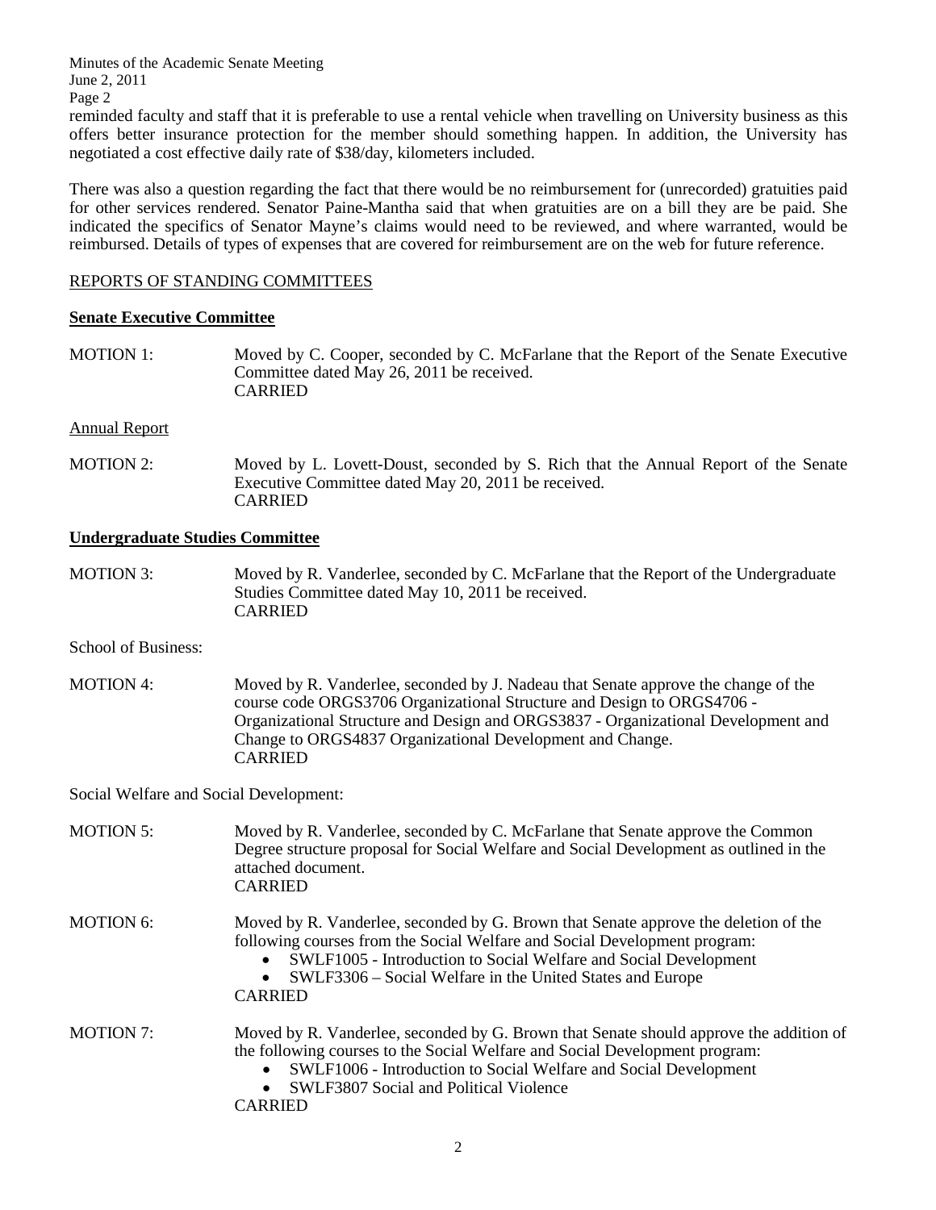reminded faculty and staff that it is preferable to use a rental vehicle when travelling on University business as this offers better insurance protection for the member should something happen. In addition, the University has negotiated a cost effective daily rate of $38/day, kilometers included.

There was also a question regarding the fact that there would be no reimbursement for (unrecorded) gratuities paid for other services rendered. Senator Paine-Mantha said that when gratuities are on a bill they are be paid. She indicated the specifics of Senator Mayne's claims would need to be reviewed, and where warranted, would be reimbursed. Details of types of expenses that are covered for reimbursement are on the web for future reference.

## REPORTS OF STANDING COMMITTEES

### Senate Executive Committee

MOTION 1: Moved by C. Cooper, seconded by C. McFarlane that the Report of the Senate Executive Committee dated May 26, 2011 be received.
CARRIED

Annual Report

MOTION 2: Moved by L. Lovett-Doust, seconded by S. Rich that the Annual Report of the Senate Executive Committee dated May 20, 2011 be received.
CARRIED

### Undergraduate Studies Committee

MOTION 3: Moved by R. Vanderlee, seconded by C. McFarlane that the Report of the Undergraduate Studies Committee dated May 10, 2011 be received.
CARRIED

School of Business:

MOTION 4: Moved by R. Vanderlee, seconded by J. Nadeau that Senate approve the change of the course code ORGS3706 Organizational Structure and Design to ORGS4706 - Organizational Structure and Design and ORGS3837 - Organizational Development and Change to ORGS4837 Organizational Development and Change.
CARRIED

Social Welfare and Social Development:

MOTION 5: Moved by R. Vanderlee, seconded by C. McFarlane that Senate approve the Common Degree structure proposal for Social Welfare and Social Development as outlined in the attached document.
CARRIED

MOTION 6: Moved by R. Vanderlee, seconded by G. Brown that Senate approve the deletion of the following courses from the Social Welfare and Social Development program:

- SWLF1005 - Introduction to Social Welfare and Social Development
- SWLF3306 – Social Welfare in the United States and Europe

CARRIED

MOTION 7: Moved by R. Vanderlee, seconded by G. Brown that Senate should approve the addition of the following courses to the Social Welfare and Social Development program:

- SWLF1006 - Introduction to Social Welfare and Social Development
- SWLF3807 Social and Political Violence

CARRIED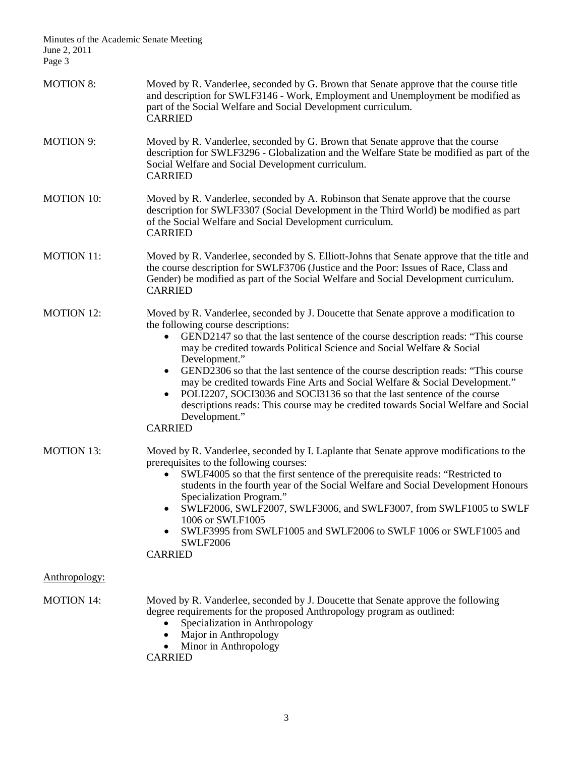**MOTION 8:** Moved by R. Vanderlee, seconded by G. Brown that Senate approve that the course title and description for SWLF3146 - Work, Employment and Unemployment be modified as part of the Social Welfare and Social Development curriculum.
CARRIED

**MOTION 9:** Moved by R. Vanderlee, seconded by G. Brown that Senate approve that the course description for SWLF3296 - Globalization and the Welfare State be modified as part of the Social Welfare and Social Development curriculum.
CARRIED

**MOTION 10:** Moved by R. Vanderlee, seconded by A. Robinson that Senate approve that the course description for SWLF3307 (Social Development in the Third World) be modified as part of the Social Welfare and Social Development curriculum.
CARRIED

**MOTION 11:** Moved by R. Vanderlee, seconded by S. Elliott-Johns that Senate approve that the title and the course description for SWLF3706 (Justice and the Poor: Issues of Race, Class and Gender) be modified as part of the Social Welfare and Social Development curriculum.
CARRIED

**MOTION 12:** Moved by R. Vanderlee, seconded by J. Doucette that Senate approve a modification to the following course descriptions:

- GEND2147 so that the last sentence of the course description reads: "This course may be credited towards Political Science and Social Welfare & Social Development."
- GEND2306 so that the last sentence of the course description reads: "This course may be credited towards Fine Arts and Social Welfare & Social Development."
- POLI2207, SOCI3036 and SOCI3136 so that the last sentence of the course descriptions reads: This course may be credited towards Social Welfare and Social Development."

CARRIED

**MOTION 13:** Moved by R. Vanderlee, seconded by I. Laplante that Senate approve modifications to the prerequisites to the following courses:

- SWLF4005 so that the first sentence of the prerequisite reads: "Restricted to students in the fourth year of the Social Welfare and Social Development Honours Specialization Program."
- SWLF2006, SWLF2007, SWLF3006, and SWLF3007, from SWLF1005 to SWLF 1006 or SWLF1005
- SWLF3995 from SWLF1005 and SWLF2006 to SWLF 1006 or SWLF1005 and SWLF2006

CARRIED

<u>Anthropology:</u>

**MOTION 14:** Moved by R. Vanderlee, seconded by J. Doucette that Senate approve the following degree requirements for the proposed Anthropology program as outlined:

- Specialization in Anthropology
- Major in Anthropology
- Minor in Anthropology

CARRIED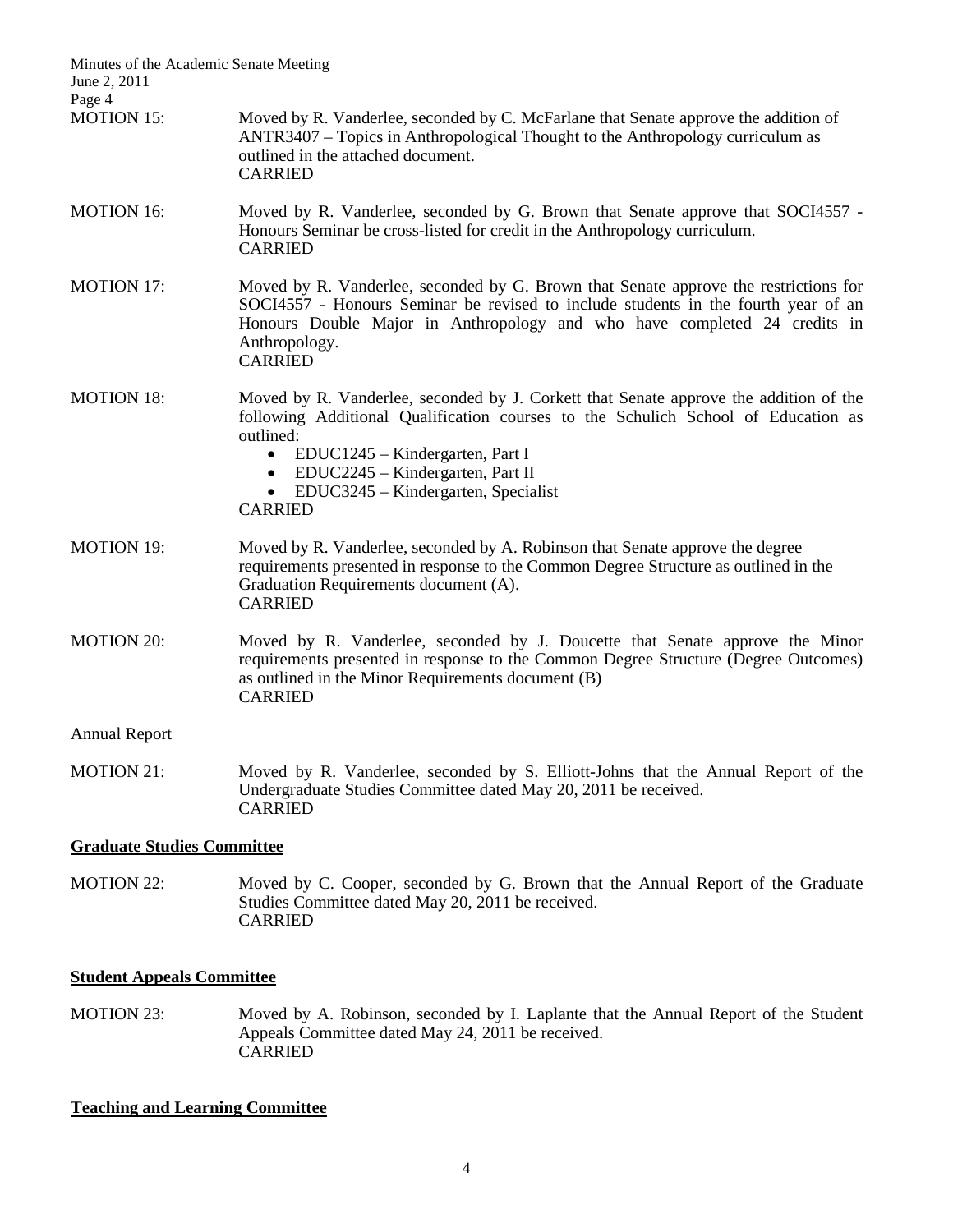MOTION 15: Moved by R. Vanderlee, seconded by C. McFarlane that Senate approve the addition of ANTR3407 – Topics in Anthropological Thought to the Anthropology curriculum as outlined in the attached document.
CARRIED

MOTION 16: Moved by R. Vanderlee, seconded by G. Brown that Senate approve that SOCI4557 - Honours Seminar be cross-listed for credit in the Anthropology curriculum.
CARRIED

MOTION 17: Moved by R. Vanderlee, seconded by G. Brown that Senate approve the restrictions for SOCI4557 - Honours Seminar be revised to include students in the fourth year of an Honours Double Major in Anthropology and who have completed 24 credits in Anthropology.
CARRIED

MOTION 18: Moved by R. Vanderlee, seconded by J. Corkett that Senate approve the addition of the following Additional Qualification courses to the Schulich School of Education as outlined:

- EDUC1245 – Kindergarten, Part I
- EDUC2245 – Kindergarten, Part II
- EDUC3245 – Kindergarten, Specialist

CARRIED

MOTION 19: Moved by R. Vanderlee, seconded by A. Robinson that Senate approve the degree requirements presented in response to the Common Degree Structure as outlined in the Graduation Requirements document (A).
CARRIED

MOTION 20: Moved by R. Vanderlee, seconded by J. Doucette that Senate approve the Minor requirements presented in response to the Common Degree Structure (Degree Outcomes) as outlined in the Minor Requirements document (B)
CARRIED

Annual Report

MOTION 21: Moved by R. Vanderlee, seconded by S. Elliott-Johns that the Annual Report of the Undergraduate Studies Committee dated May 20, 2011 be received.
CARRIED

## Graduate Studies Committee

MOTION 22: Moved by C. Cooper, seconded by G. Brown that the Annual Report of the Graduate Studies Committee dated May 20, 2011 be received.
CARRIED

## Student Appeals Committee

MOTION 23: Moved by A. Robinson, seconded by I. Laplante that the Annual Report of the Student Appeals Committee dated May 24, 2011 be received.
CARRIED

## Teaching and Learning Committee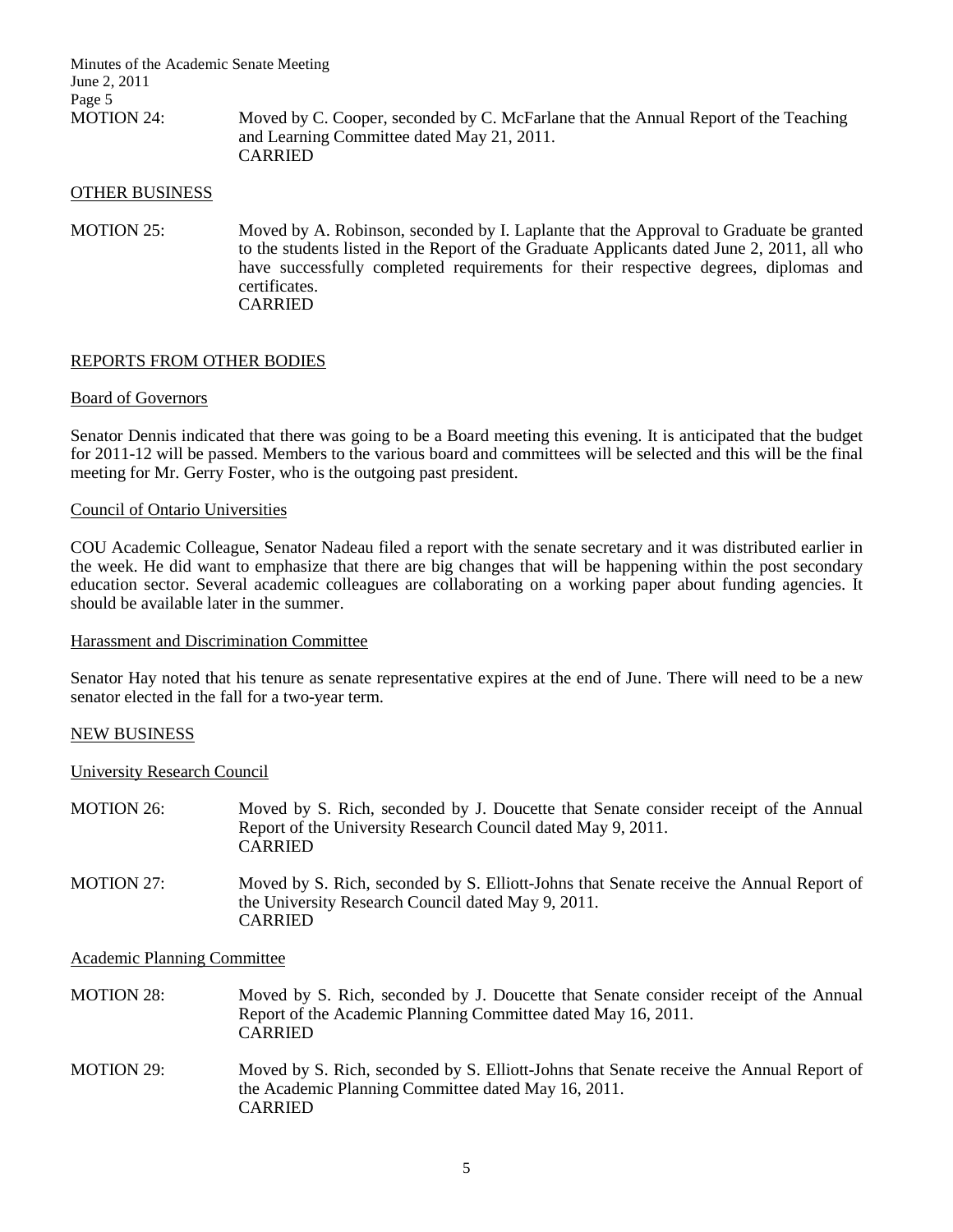MOTION 24: Moved by C. Cooper, seconded by C. McFarlane that the Annual Report of the Teaching and Learning Committee dated May 21, 2011.
CARRIED

## OTHER BUSINESS

MOTION 25: Moved by A. Robinson, seconded by I. Laplante that the Approval to Graduate be granted to the students listed in the Report of the Graduate Applicants dated June 2, 2011, all who have successfully completed requirements for their respective degrees, diplomas and certificates.
CARRIED

## REPORTS FROM OTHER BODIES

### Board of Governors

Senator Dennis indicated that there was going to be a Board meeting this evening. It is anticipated that the budget for 2011-12 will be passed. Members to the various board and committees will be selected and this will be the final meeting for Mr. Gerry Foster, who is the outgoing past president.

### Council of Ontario Universities

COU Academic Colleague, Senator Nadeau filed a report with the senate secretary and it was distributed earlier in the week. He did want to emphasize that there are big changes that will be happening within the post secondary education sector. Several academic colleagues are collaborating on a working paper about funding agencies. It should be available later in the summer.

### Harassment and Discrimination Committee

Senator Hay noted that his tenure as senate representative expires at the end of June. There will need to be a new senator elected in the fall for a two-year term.

## NEW BUSINESS

### University Research Council

MOTION 26: Moved by S. Rich, seconded by J. Doucette that Senate consider receipt of the Annual Report of the University Research Council dated May 9, 2011.
CARRIED

MOTION 27: Moved by S. Rich, seconded by S. Elliott-Johns that Senate receive the Annual Report of the University Research Council dated May 9, 2011.
CARRIED

### Academic Planning Committee

MOTION 28: Moved by S. Rich, seconded by J. Doucette that Senate consider receipt of the Annual Report of the Academic Planning Committee dated May 16, 2011.
CARRIED

MOTION 29: Moved by S. Rich, seconded by S. Elliott-Johns that Senate receive the Annual Report of the Academic Planning Committee dated May 16, 2011.
CARRIED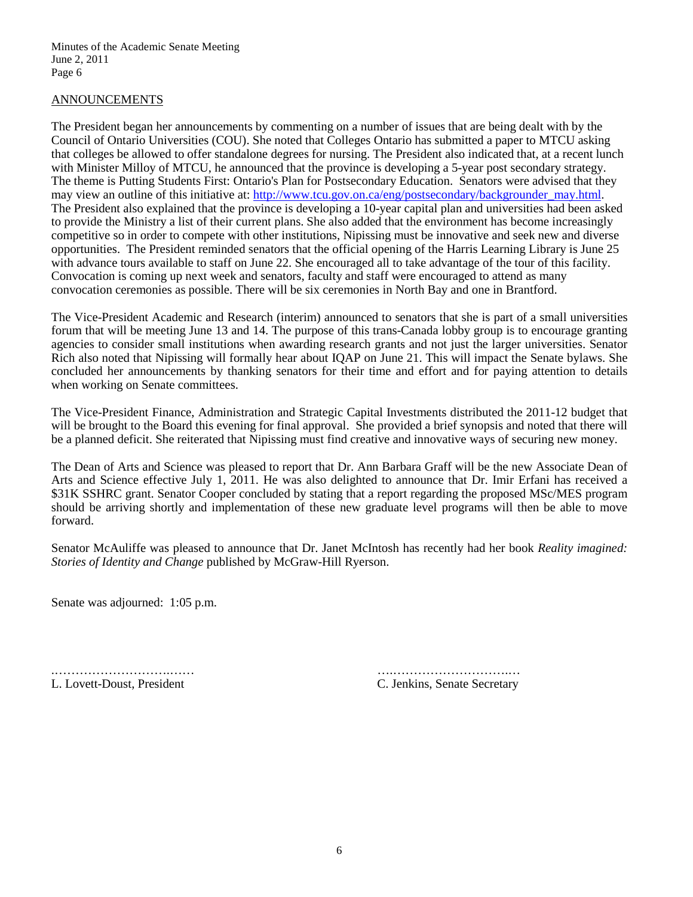## ANNOUNCEMENTS

The President began her announcements by commenting on a number of issues that are being dealt with by the Council of Ontario Universities (COU). She noted that Colleges Ontario has submitted a paper to MTCU asking that colleges be allowed to offer standalone degrees for nursing. The President also indicated that, at a recent lunch with Minister Milloy of MTCU, he announced that the province is developing a 5-year post secondary strategy. The theme is Putting Students First: Ontario's Plan for Postsecondary Education. Senators were advised that they may view an outline of this initiative at: http://www.tcu.gov.on.ca/eng/postsecondary/backgrounder_may.html. The President also explained that the province is developing a 10-year capital plan and universities had been asked to provide the Ministry a list of their current plans. She also added that the environment has become increasingly competitive so in order to compete with other institutions, Nipissing must be innovative and seek new and diverse opportunities. The President reminded senators that the official opening of the Harris Learning Library is June 25 with advance tours available to staff on June 22. She encouraged all to take advantage of the tour of this facility. Convocation is coming up next week and senators, faculty and staff were encouraged to attend as many convocation ceremonies as possible. There will be six ceremonies in North Bay and one in Brantford.

The Vice-President Academic and Research (interim) announced to senators that she is part of a small universities forum that will be meeting June 13 and 14. The purpose of this trans-Canada lobby group is to encourage granting agencies to consider small institutions when awarding research grants and not just the larger universities. Senator Rich also noted that Nipissing will formally hear about IQAP on June 21. This will impact the Senate bylaws. She concluded her announcements by thanking senators for their time and effort and for paying attention to details when working on Senate committees.

The Vice-President Finance, Administration and Strategic Capital Investments distributed the 2011-12 budget that will be brought to the Board this evening for final approval. She provided a brief synopsis and noted that there will be a planned deficit. She reiterated that Nipissing must find creative and innovative ways of securing new money.

The Dean of Arts and Science was pleased to report that Dr. Ann Barbara Graff will be the new Associate Dean of Arts and Science effective July 1, 2011. He was also delighted to announce that Dr. Imir Erfani has received a $31K SSHRC grant. Senator Cooper concluded by stating that a report regarding the proposed MSc/MES program should be arriving shortly and implementation of these new graduate level programs will then be able to move forward.

Senator McAuliffe was pleased to announce that Dr. Janet McIntosh has recently had her book *Reality imagined: Stories of Identity and Change* published by McGraw-Hill Ryerson.

Senate was adjourned: 1:05 p.m.

…………………………… L. Lovett-Doust, President

…………………………… C. Jenkins, Senate Secretary